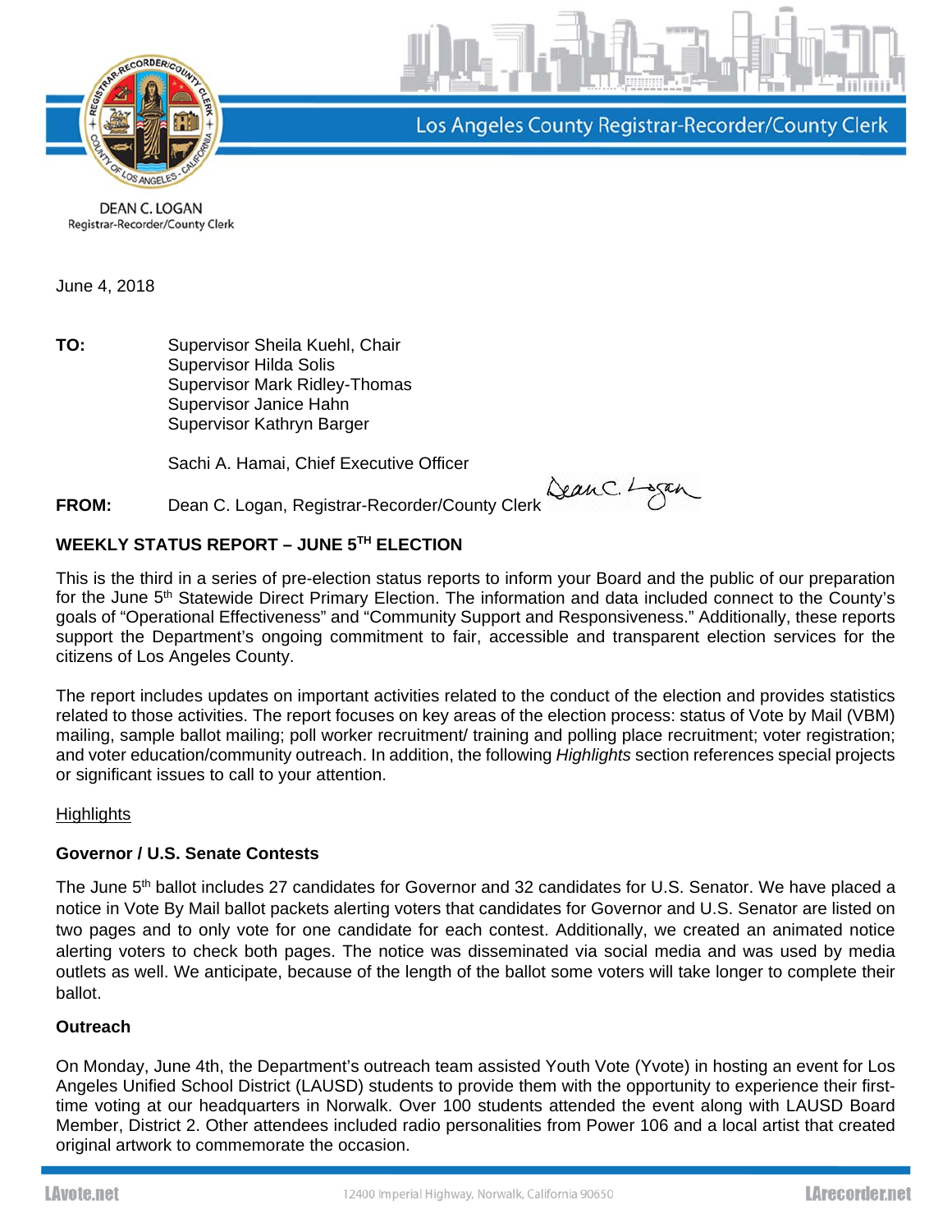Los Angeles County Registrar-Recorder/County Clerk

DEAN C. LOGAN
Registrar-Recorder/County Clerk

June 4, 2018

**TO:** Supervisor Sheila Kuehl, Chair
Supervisor Hilda Solis
Supervisor Mark Ridley-Thomas
Supervisor Janice Hahn
Supervisor Kathryn Barger

Sachi A. Hamai, Chief Executive Officer

**FROM:** Dean C. Logan, Registrar-Recorder/County Clerk

## WEEKLY STATUS REPORT – JUNE 5TH ELECTION

This is the third in a series of pre-election status reports to inform your Board and the public of our preparation for the June 5th Statewide Direct Primary Election. The information and data included connect to the County's goals of "Operational Effectiveness" and "Community Support and Responsiveness." Additionally, these reports support the Department's ongoing commitment to fair, accessible and transparent election services for the citizens of Los Angeles County.

The report includes updates on important activities related to the conduct of the election and provides statistics related to those activities. The report focuses on key areas of the election process: status of Vote by Mail (VBM) mailing, sample ballot mailing; poll worker recruitment/ training and polling place recruitment; voter registration; and voter education/community outreach. In addition, the following *Highlights* section references special projects or significant issues to call to your attention.

<u>Highlights</u>

### Governor / U.S. Senate Contests

The June 5th ballot includes 27 candidates for Governor and 32 candidates for U.S. Senator. We have placed a notice in Vote By Mail ballot packets alerting voters that candidates for Governor and U.S. Senator are listed on two pages and to only vote for one candidate for each contest. Additionally, we created an animated notice alerting voters to check both pages. The notice was disseminated via social media and was used by media outlets as well. We anticipate, because of the length of the ballot some voters will take longer to complete their ballot.

### Outreach

On Monday, June 4th, the Department's outreach team assisted Youth Vote (Yvote) in hosting an event for Los Angeles Unified School District (LAUSD) students to provide them with the opportunity to experience their first-time voting at our headquarters in Norwalk. Over 100 students attended the event along with LAUSD Board Member, District 2. Other attendees included radio personalities from Power 106 and a local artist that created original artwork to commemorate the occasion.

LAvote.net 12400 Imperial Highway, Norwalk, California 90650 LArecorder.net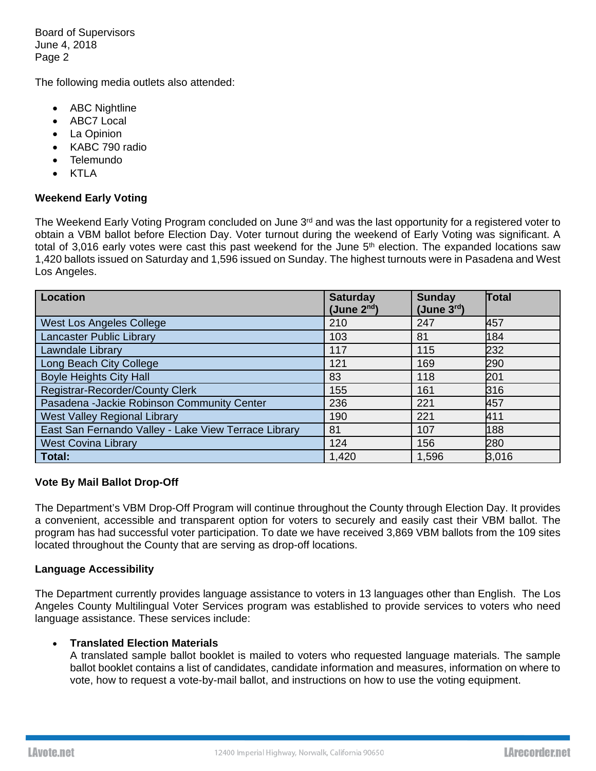The following media outlets also attended:

- ABC Nightline
- ABC7 Local
- La Opinion
- KABC 790 radio
- Telemundo
- KTLA

**Weekend Early Voting**

The Weekend Early Voting Program concluded on June 3rd and was the last opportunity for a registered voter to obtain a VBM ballot before Election Day. Voter turnout during the weekend of Early Voting was significant. A total of 3,016 early votes were cast this past weekend for the June 5th election. The expanded locations saw 1,420 ballots issued on Saturday and 1,596 issued on Sunday. The highest turnouts were in Pasadena and West Los Angeles.

| Location | Saturday (June 2nd) | Sunday (June 3rd) | Total |
|---|---|---|---|
| West Los Angeles College | 210 | 247 | 457 |
| Lancaster Public Library | 103 | 81 | 184 |
| Lawndale Library | 117 | 115 | 232 |
| Long Beach City College | 121 | 169 | 290 |
| Boyle Heights City Hall | 83 | 118 | 201 |
| Registrar-Recorder/County Clerk | 155 | 161 | 316 |
| Pasadena -Jackie Robinson Community Center | 236 | 221 | 457 |
| West Valley Regional Library | 190 | 221 | 411 |
| East San Fernando Valley - Lake View Terrace Library | 81 | 107 | 188 |
| West Covina Library | 124 | 156 | 280 |
| **Total:** | 1,420 | 1,596 | 3,016 |

**Vote By Mail Ballot Drop-Off**

The Department's VBM Drop-Off Program will continue throughout the County through Election Day. It provides a convenient, accessible and transparent option for voters to securely and easily cast their VBM ballot. The program has had successful voter participation. To date we have received 3,869 VBM ballots from the 109 sites located throughout the County that are serving as drop-off locations.

**Language Accessibility**

The Department currently provides language assistance to voters in 13 languages other than English. The Los Angeles County Multilingual Voter Services program was established to provide services to voters who need language assistance. These services include:

- **Translated Election Materials**
  A translated sample ballot booklet is mailed to voters who requested language materials. The sample ballot booklet contains a list of candidates, candidate information and measures, information on where to vote, how to request a vote-by-mail ballot, and instructions on how to use the voting equipment.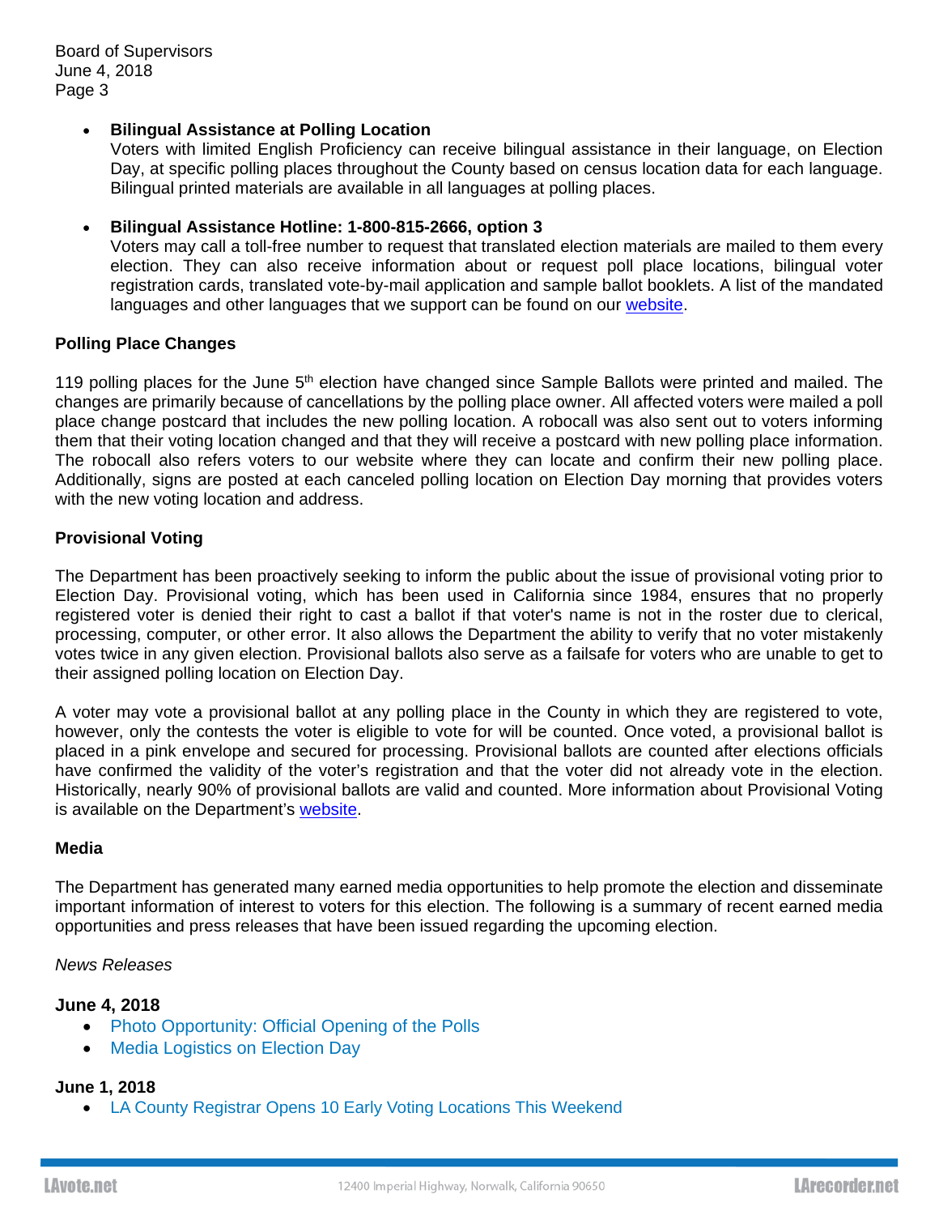- **Bilingual Assistance at Polling Location**
  Voters with limited English Proficiency can receive bilingual assistance in their language, on Election Day, at specific polling places throughout the County based on census location data for each language. Bilingual printed materials are available in all languages at polling places.

- **Bilingual Assistance Hotline: 1-800-815-2666, option 3**
  Voters may call a toll-free number to request that translated election materials are mailed to them every election. They can also receive information about or request poll place locations, bilingual voter registration cards, translated vote-by-mail application and sample ballot booklets. A list of the mandated languages and other languages that we support can be found on our website.

**Polling Place Changes**

119 polling places for the June 5th election have changed since Sample Ballots were printed and mailed. The changes are primarily because of cancellations by the polling place owner. All affected voters were mailed a poll place change postcard that includes the new polling location. A robocall was also sent out to voters informing them that their voting location changed and that they will receive a postcard with new polling place information. The robocall also refers voters to our website where they can locate and confirm their new polling place. Additionally, signs are posted at each canceled polling location on Election Day morning that provides voters with the new voting location and address.

**Provisional Voting**

The Department has been proactively seeking to inform the public about the issue of provisional voting prior to Election Day. Provisional voting, which has been used in California since 1984, ensures that no properly registered voter is denied their right to cast a ballot if that voter's name is not in the roster due to clerical, processing, computer, or other error. It also allows the Department the ability to verify that no voter mistakenly votes twice in any given election. Provisional ballots also serve as a failsafe for voters who are unable to get to their assigned polling location on Election Day.

A voter may vote a provisional ballot at any polling place in the County in which they are registered to vote, however, only the contests the voter is eligible to vote for will be counted. Once voted, a provisional ballot is placed in a pink envelope and secured for processing. Provisional ballots are counted after elections officials have confirmed the validity of the voter's registration and that the voter did not already vote in the election. Historically, nearly 90% of provisional ballots are valid and counted. More information about Provisional Voting is available on the Department's website.

**Media**

The Department has generated many earned media opportunities to help promote the election and disseminate important information of interest to voters for this election. The following is a summary of recent earned media opportunities and press releases that have been issued regarding the upcoming election.

*News Releases*

**June 4, 2018**
- Photo Opportunity: Official Opening of the Polls
- Media Logistics on Election Day

**June 1, 2018**
- LA County Registrar Opens 10 Early Voting Locations This Weekend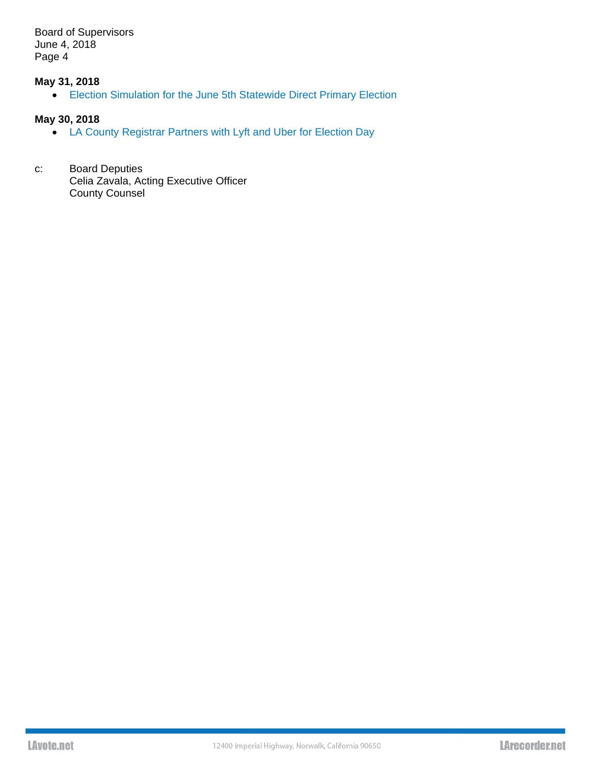**May 31, 2018**

- Election Simulation for the June 5th Statewide Direct Primary Election

**May 30, 2018**

- LA County Registrar Partners with Lyft and Uber for Election Day

c: Board Deputies
Celia Zavala, Acting Executive Officer
County Counsel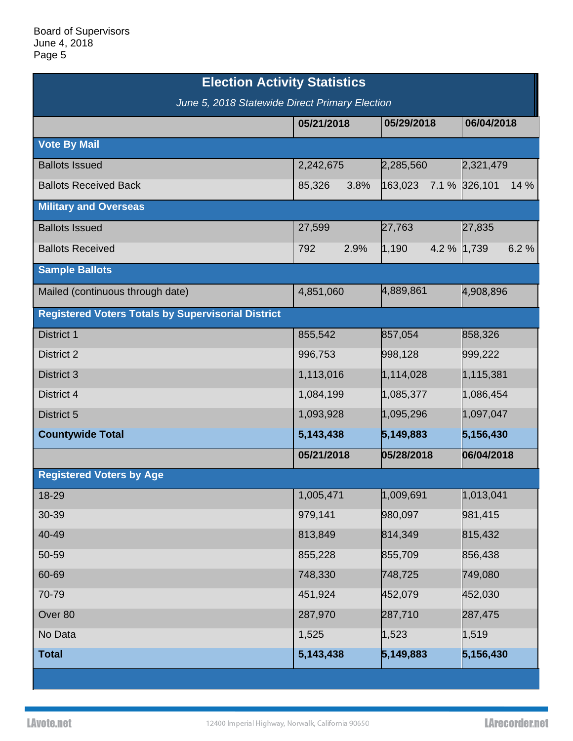Board of Supervisors
June 4, 2018
Page 5

## Election Activity Statistics

*June 5, 2018 Statewide Direct Primary Election*

| | 05/21/2018 | 05/29/2018 | 06/04/2018 |
|---|---|---|---|
| **Vote By Mail** | | | |
| Ballots Issued | 2,242,675 | 2,285,560 | 2,321,479 |
| Ballots Received Back | 85,326 3.8% | 163,023 7.1 % | 326,101 14 % |
| **Military and Overseas** | | | |
| Ballots Issued | 27,599 | 27,763 | 27,835 |
| Ballots Received | 792 2.9% | 1,190 4.2 % | 1,739 6.2 % |
| **Sample Ballots** | | | |
| Mailed (continuous through date) | 4,851,060 | 4,889,861 | 4,908,896 |
| **Registered Voters Totals by Supervisorial District** | | | |
| District 1 | 855,542 | 857,054 | 858,326 |
| District 2 | 996,753 | 998,128 | 999,222 |
| District 3 | 1,113,016 | 1,114,028 | 1,115,381 |
| District 4 | 1,084,199 | 1,085,377 | 1,086,454 |
| District 5 | 1,093,928 | 1,095,296 | 1,097,047 |
| **Countywide Total** | **5,143,438** | **5,149,883** | **5,156,430** |

| | 05/21/2018 | 05/28/2018 | 06/04/2018 |
|---|---|---|---|
| **Registered Voters by Age** | | | |
| 18-29 | 1,005,471 | 1,009,691 | 1,013,041 |
| 30-39 | 979,141 | 980,097 | 981,415 |
| 40-49 | 813,849 | 814,349 | 815,432 |
| 50-59 | 855,228 | 855,709 | 856,438 |
| 60-69 | 748,330 | 748,725 | 749,080 |
| 70-79 | 451,924 | 452,079 | 452,030 |
| Over 80 | 287,970 | 287,710 | 287,475 |
| No Data | 1,525 | 1,523 | 1,519 |
| **Total** | **5,143,438** | **5,149,883** | **5,156,430** |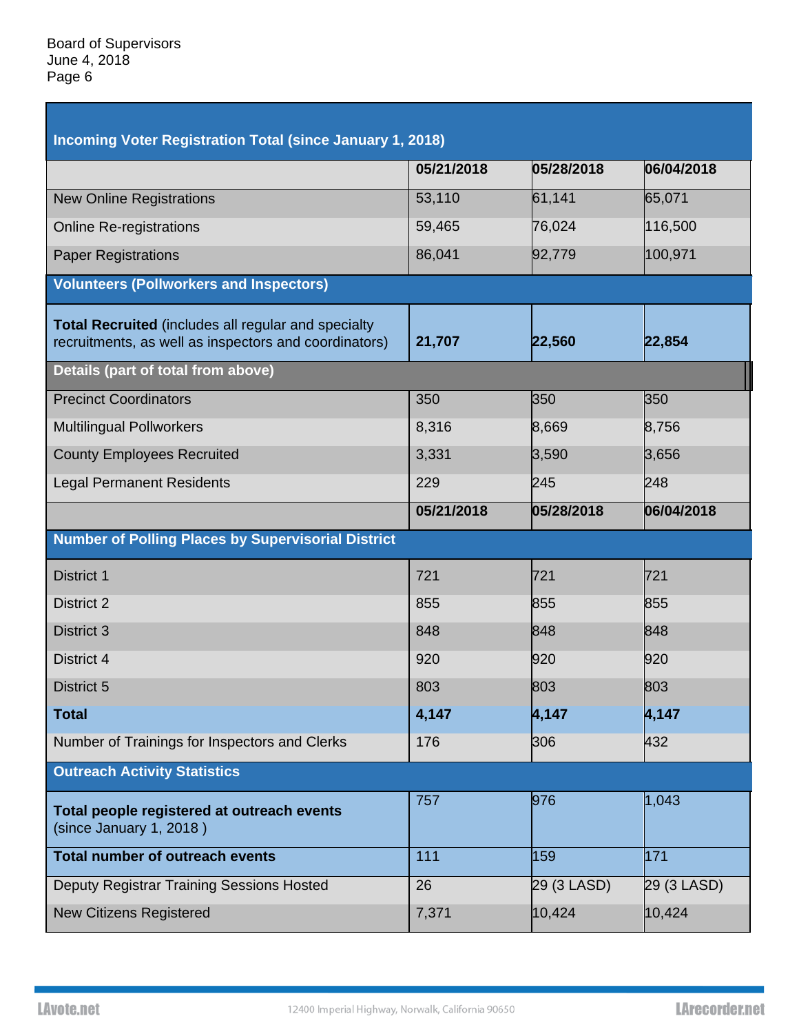| Incoming Voter Registration Total (since January 1, 2018) | | | |
|---|---|---|---|
| | **05/21/2018** | **05/28/2018** | **06/04/2018** |
| New Online Registrations | 53,110 | 61,141 | 65,071 |
| Online Re-registrations | 59,465 | 76,024 | 116,500 |
| Paper Registrations | 86,041 | 92,779 | 100,971 |
| **Volunteers (Pollworkers and Inspectors)** | | | |
| **Total Recruited** (includes all regular and specialty recruitments, as well as inspectors and coordinators) | **21,707** | **22,560** | **22,854** |
| **Details (part of total from above)** | | | |
| Precinct Coordinators | 350 | 350 | 350 |
| Multilingual Pollworkers | 8,316 | 8,669 | 8,756 |
| County Employees Recruited | 3,331 | 3,590 | 3,656 |
| Legal Permanent Residents | 229 | 245 | 248 |
| | **05/21/2018** | **05/28/2018** | **06/04/2018** |
| **Number of Polling Places by Supervisorial District** | | | |
| District 1 | 721 | 721 | 721 |
| District 2 | 855 | 855 | 855 |
| District 3 | 848 | 848 | 848 |
| District 4 | 920 | 920 | 920 |
| District 5 | 803 | 803 | 803 |
| **Total** | **4,147** | **4,147** | **4,147** |
| Number of Trainings for Inspectors and Clerks | 176 | 306 | 432 |
| **Outreach Activity Statistics** | | | |
| **Total people registered at outreach events** (since January 1, 2018 ) | 757 | 976 | 1,043 |
| **Total number of outreach events** | 111 | 159 | 171 |
| Deputy Registrar Training Sessions Hosted | 26 | 29 (3 LASD) | 29 (3 LASD) |
| New Citizens Registered | 7,371 | 10,424 | 10,424 |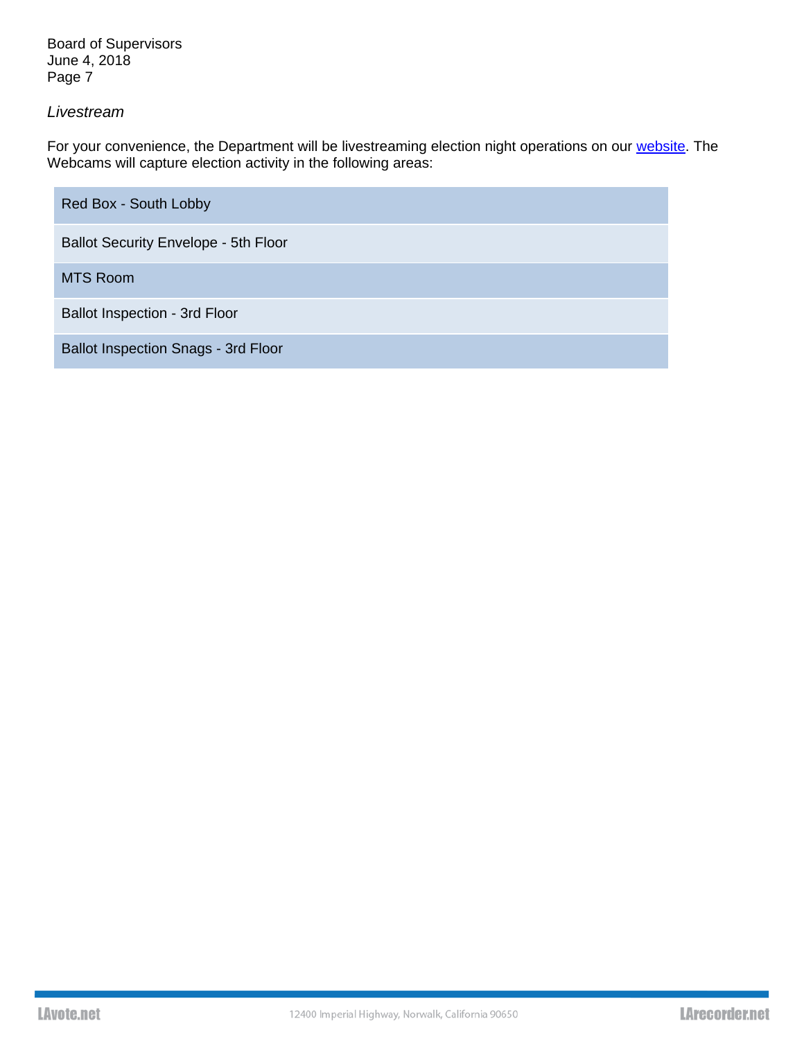*Livestream*

For your convenience, the Department will be livestreaming election night operations on our [website](). The Webcams will capture election activity in the following areas:

| |
|---|
| Red Box - South Lobby |
| Ballot Security Envelope - 5th Floor |
| MTS Room |
| Ballot Inspection - 3rd Floor |
| Ballot Inspection Snags - 3rd Floor |